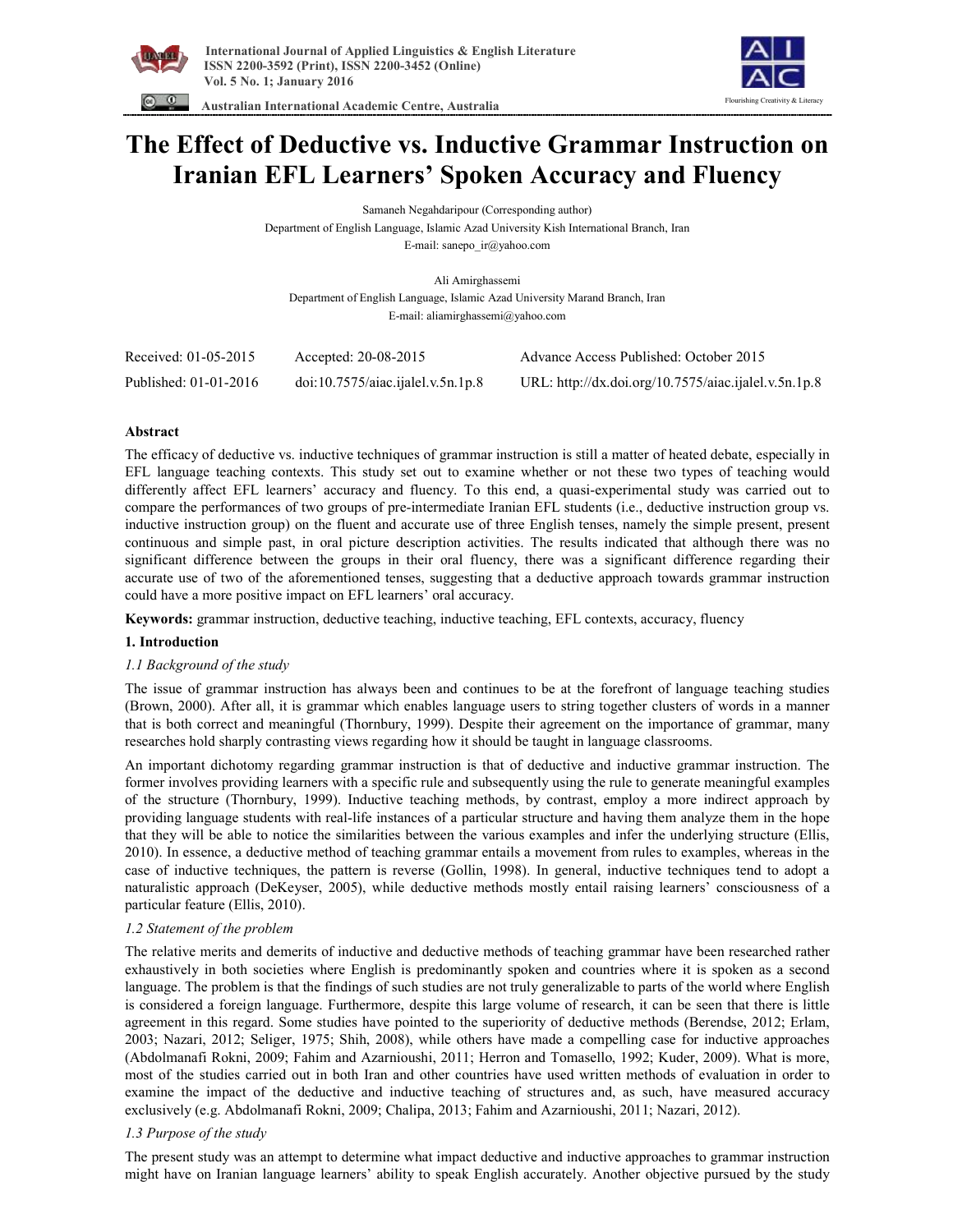# The Effect of Deductive vs. Inductive Grammar Instruction on Iranian EFL Learners' Spoken Accuracy and Fluency

Samaneh Negahdaripour (Corresponding author)

Department of English Language, Islamic Azad University Kish International Branch, Iran

E-mail: sanepo_ir@yahoo.com

Ali Amirghassemi

Department of English Language, Islamic Azad University Marand Branch, Iran

E-mail: aliamirghassemi@yahoo.com

| Received: 01-05-2015 | Accepted: 20-08-2015 | Advance Access Published: October 2015 |
|---|---|---|
| Published: 01-01-2016 | doi:10.7575/aiac.ijalel.v.5n.1p.8 | URL: http://dx.doi.org/10.7575/aiac.ijalel.v.5n.1p.8 |

## Abstract

The efficacy of deductive vs. inductive techniques of grammar instruction is still a matter of heated debate, especially in EFL language teaching contexts. This study set out to examine whether or not these two types of teaching would differently affect EFL learners' accuracy and fluency. To this end, a quasi-experimental study was carried out to compare the performances of two groups of pre-intermediate Iranian EFL students (i.e., deductive instruction group vs. inductive instruction group) on the fluent and accurate use of three English tenses, namely the simple present, present continuous and simple past, in oral picture description activities. The results indicated that although there was no significant difference between the groups in their oral fluency, there was a significant difference regarding their accurate use of two of the aforementioned tenses, suggesting that a deductive approach towards grammar instruction could have a more positive impact on EFL learners' oral accuracy.

**Keywords:** grammar instruction, deductive teaching, inductive teaching, EFL contexts, accuracy, fluency

## 1. Introduction

### *1.1 Background of the study*

The issue of grammar instruction has always been and continues to be at the forefront of language teaching studies (Brown, 2000). After all, it is grammar which enables language users to string together clusters of words in a manner that is both correct and meaningful (Thornbury, 1999). Despite their agreement on the importance of grammar, many researches hold sharply contrasting views regarding how it should be taught in language classrooms.

An important dichotomy regarding grammar instruction is that of deductive and inductive grammar instruction. The former involves providing learners with a specific rule and subsequently using the rule to generate meaningful examples of the structure (Thornbury, 1999). Inductive teaching methods, by contrast, employ a more indirect approach by providing language students with real-life instances of a particular structure and having them analyze them in the hope that they will be able to notice the similarities between the various examples and infer the underlying structure (Ellis, 2010). In essence, a deductive method of teaching grammar entails a movement from rules to examples, whereas in the case of inductive techniques, the pattern is reverse (Gollin, 1998). In general, inductive techniques tend to adopt a naturalistic approach (DeKeyser, 2005), while deductive methods mostly entail raising learners' consciousness of a particular feature (Ellis, 2010).

### *1.2 Statement of the problem*

The relative merits and demerits of inductive and deductive methods of teaching grammar have been researched rather exhaustively in both societies where English is predominantly spoken and countries where it is spoken as a second language. The problem is that the findings of such studies are not truly generalizable to parts of the world where English is considered a foreign language. Furthermore, despite this large volume of research, it can be seen that there is little agreement in this regard. Some studies have pointed to the superiority of deductive methods (Berendse, 2012; Erlam, 2003; Nazari, 2012; Seliger, 1975; Shih, 2008), while others have made a compelling case for inductive approaches (Abdolmanafi Rokni, 2009; Fahim and Azarnioushi, 2011; Herron and Tomasello, 1992; Kuder, 2009). What is more, most of the studies carried out in both Iran and other countries have used written methods of evaluation in order to examine the impact of the deductive and inductive teaching of structures and, as such, have measured accuracy exclusively (e.g. Abdolmanafi Rokni, 2009; Chalipa, 2013; Fahim and Azarnioushi, 2011; Nazari, 2012).

### *1.3 Purpose of the study*

The present study was an attempt to determine what impact deductive and inductive approaches to grammar instruction might have on Iranian language learners' ability to speak English accurately. Another objective pursued by the study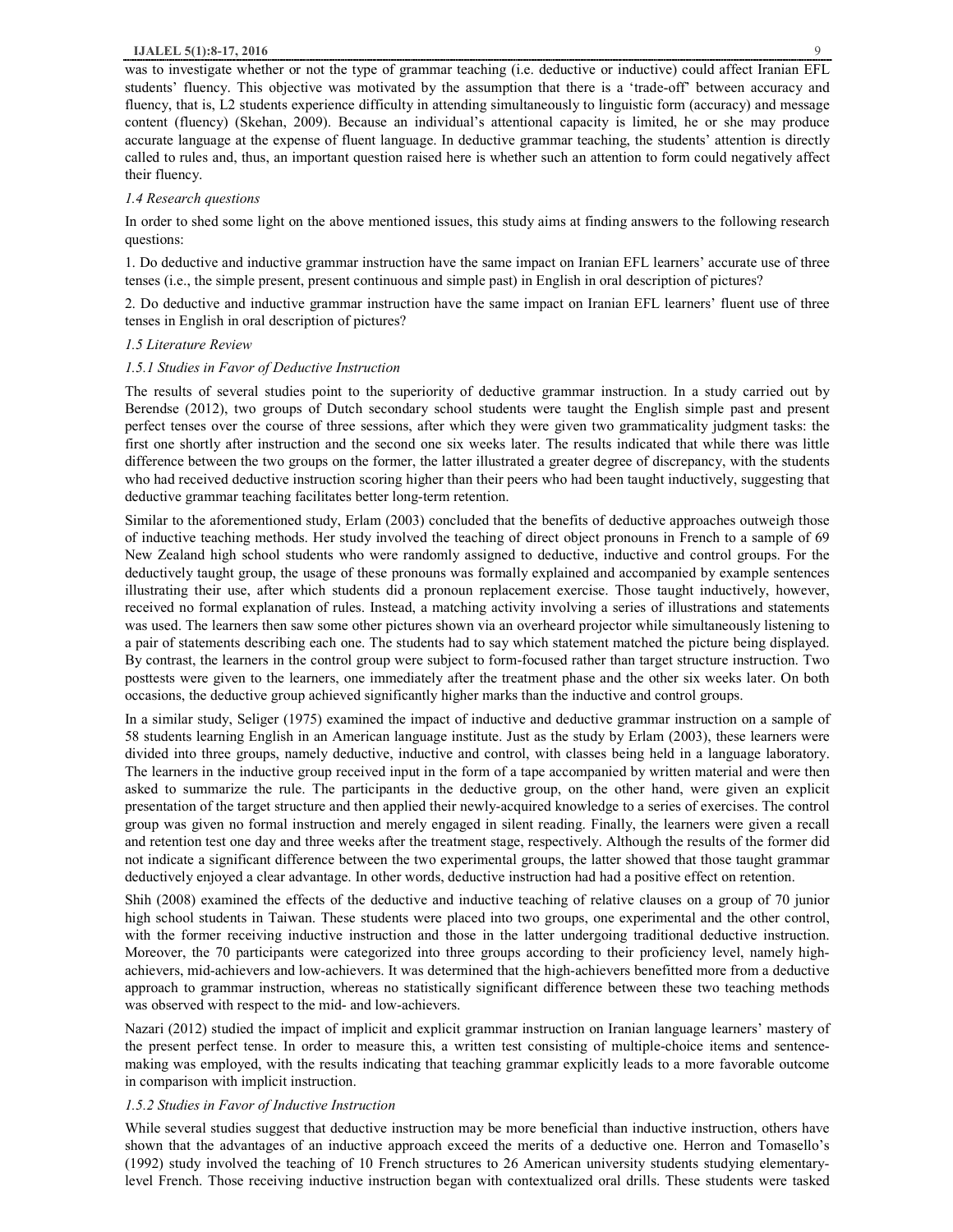was to investigate whether or not the type of grammar teaching (i.e. deductive or inductive) could affect Iranian EFL students' fluency. This objective was motivated by the assumption that there is a 'trade-off' between accuracy and fluency, that is, L2 students experience difficulty in attending simultaneously to linguistic form (accuracy) and message content (fluency) (Skehan, 2009). Because an individual's attentional capacity is limited, he or she may produce accurate language at the expense of fluent language. In deductive grammar teaching, the students' attention is directly called to rules and, thus, an important question raised here is whether such an attention to form could negatively affect their fluency.

### *1.4 Research questions*

In order to shed some light on the above mentioned issues, this study aims at finding answers to the following research questions:

1. Do deductive and inductive grammar instruction have the same impact on Iranian EFL learners' accurate use of three tenses (i.e., the simple present, present continuous and simple past) in English in oral description of pictures?

2. Do deductive and inductive grammar instruction have the same impact on Iranian EFL learners' fluent use of three tenses in English in oral description of pictures?

### *1.5 Literature Review*

#### *1.5.1 Studies in Favor of Deductive Instruction*

The results of several studies point to the superiority of deductive grammar instruction. In a study carried out by Berendse (2012), two groups of Dutch secondary school students were taught the English simple past and present perfect tenses over the course of three sessions, after which they were given two grammaticality judgment tasks: the first one shortly after instruction and the second one six weeks later. The results indicated that while there was little difference between the two groups on the former, the latter illustrated a greater degree of discrepancy, with the students who had received deductive instruction scoring higher than their peers who had been taught inductively, suggesting that deductive grammar teaching facilitates better long-term retention.

Similar to the aforementioned study, Erlam (2003) concluded that the benefits of deductive approaches outweigh those of inductive teaching methods. Her study involved the teaching of direct object pronouns in French to a sample of 69 New Zealand high school students who were randomly assigned to deductive, inductive and control groups. For the deductively taught group, the usage of these pronouns was formally explained and accompanied by example sentences illustrating their use, after which students did a pronoun replacement exercise. Those taught inductively, however, received no formal explanation of rules. Instead, a matching activity involving a series of illustrations and statements was used. The learners then saw some other pictures shown via an overheard projector while simultaneously listening to a pair of statements describing each one. The students had to say which statement matched the picture being displayed. By contrast, the learners in the control group were subject to form-focused rather than target structure instruction. Two posttests were given to the learners, one immediately after the treatment phase and the other six weeks later. On both occasions, the deductive group achieved significantly higher marks than the inductive and control groups.

In a similar study, Seliger (1975) examined the impact of inductive and deductive grammar instruction on a sample of 58 students learning English in an American language institute. Just as the study by Erlam (2003), these learners were divided into three groups, namely deductive, inductive and control, with classes being held in a language laboratory. The learners in the inductive group received input in the form of a tape accompanied by written material and were then asked to summarize the rule. The participants in the deductive group, on the other hand, were given an explicit presentation of the target structure and then applied their newly-acquired knowledge to a series of exercises. The control group was given no formal instruction and merely engaged in silent reading. Finally, the learners were given a recall and retention test one day and three weeks after the treatment stage, respectively. Although the results of the former did not indicate a significant difference between the two experimental groups, the latter showed that those taught grammar deductively enjoyed a clear advantage. In other words, deductive instruction had had a positive effect on retention.

Shih (2008) examined the effects of the deductive and inductive teaching of relative clauses on a group of 70 junior high school students in Taiwan. These students were placed into two groups, one experimental and the other control, with the former receiving inductive instruction and those in the latter undergoing traditional deductive instruction. Moreover, the 70 participants were categorized into three groups according to their proficiency level, namely high-achievers, mid-achievers and low-achievers. It was determined that the high-achievers benefitted more from a deductive approach to grammar instruction, whereas no statistically significant difference between these two teaching methods was observed with respect to the mid- and low-achievers.

Nazari (2012) studied the impact of implicit and explicit grammar instruction on Iranian language learners' mastery of the present perfect tense. In order to measure this, a written test consisting of multiple-choice items and sentence-making was employed, with the results indicating that teaching grammar explicitly leads to a more favorable outcome in comparison with implicit instruction.

#### *1.5.2 Studies in Favor of Inductive Instruction*

While several studies suggest that deductive instruction may be more beneficial than inductive instruction, others have shown that the advantages of an inductive approach exceed the merits of a deductive one. Herron and Tomasello's (1992) study involved the teaching of 10 French structures to 26 American university students studying elementary-level French. Those receiving inductive instruction began with contextualized oral drills. These students were tasked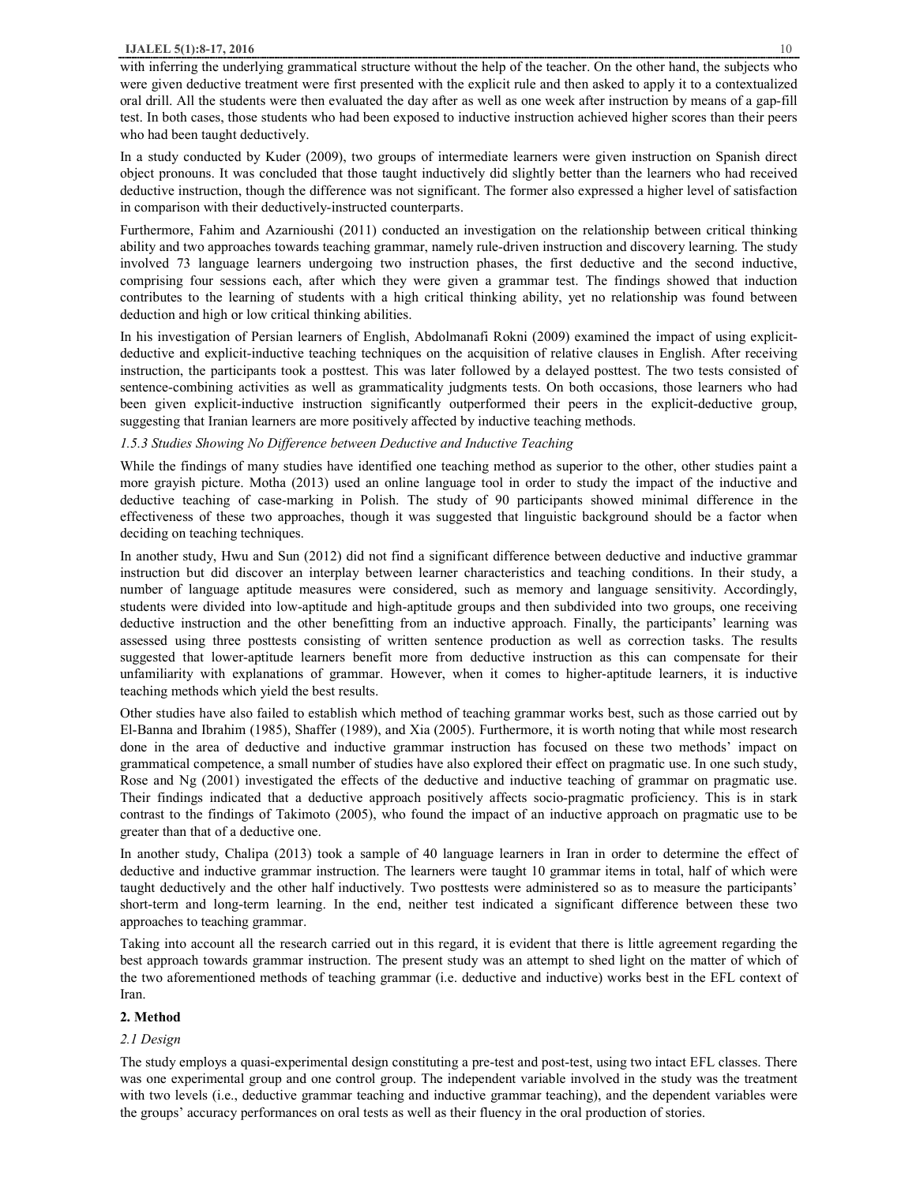with inferring the underlying grammatical structure without the help of the teacher. On the other hand, the subjects who were given deductive treatment were first presented with the explicit rule and then asked to apply it to a contextualized oral drill. All the students were then evaluated the day after as well as one week after instruction by means of a gap-fill test. In both cases, those students who had been exposed to inductive instruction achieved higher scores than their peers who had been taught deductively.

In a study conducted by Kuder (2009), two groups of intermediate learners were given instruction on Spanish direct object pronouns. It was concluded that those taught inductively did slightly better than the learners who had received deductive instruction, though the difference was not significant. The former also expressed a higher level of satisfaction in comparison with their deductively-instructed counterparts.

Furthermore, Fahim and Azarnioushi (2011) conducted an investigation on the relationship between critical thinking ability and two approaches towards teaching grammar, namely rule-driven instruction and discovery learning. The study involved 73 language learners undergoing two instruction phases, the first deductive and the second inductive, comprising four sessions each, after which they were given a grammar test. The findings showed that induction contributes to the learning of students with a high critical thinking ability, yet no relationship was found between deduction and high or low critical thinking abilities.

In his investigation of Persian learners of English, Abdolmanafi Rokni (2009) examined the impact of using explicit-deductive and explicit-inductive teaching techniques on the acquisition of relative clauses in English. After receiving instruction, the participants took a posttest. This was later followed by a delayed posttest. The two tests consisted of sentence-combining activities as well as grammaticality judgments tests. On both occasions, those learners who had been given explicit-inductive instruction significantly outperformed their peers in the explicit-deductive group, suggesting that Iranian learners are more positively affected by inductive teaching methods.

#### *1.5.3 Studies Showing No Difference between Deductive and Inductive Teaching*

While the findings of many studies have identified one teaching method as superior to the other, other studies paint a more grayish picture. Motha (2013) used an online language tool in order to study the impact of the inductive and deductive teaching of case-marking in Polish. The study of 90 participants showed minimal difference in the effectiveness of these two approaches, though it was suggested that linguistic background should be a factor when deciding on teaching techniques.

In another study, Hwu and Sun (2012) did not find a significant difference between deductive and inductive grammar instruction but did discover an interplay between learner characteristics and teaching conditions. In their study, a number of language aptitude measures were considered, such as memory and language sensitivity. Accordingly, students were divided into low-aptitude and high-aptitude groups and then subdivided into two groups, one receiving deductive instruction and the other benefitting from an inductive approach. Finally, the participants' learning was assessed using three posttests consisting of written sentence production as well as correction tasks. The results suggested that lower-aptitude learners benefit more from deductive instruction as this can compensate for their unfamiliarity with explanations of grammar. However, when it comes to higher-aptitude learners, it is inductive teaching methods which yield the best results.

Other studies have also failed to establish which method of teaching grammar works best, such as those carried out by El-Banna and Ibrahim (1985), Shaffer (1989), and Xia (2005). Furthermore, it is worth noting that while most research done in the area of deductive and inductive grammar instruction has focused on these two methods' impact on grammatical competence, a small number of studies have also explored their effect on pragmatic use. In one such study, Rose and Ng (2001) investigated the effects of the deductive and inductive teaching of grammar on pragmatic use. Their findings indicated that a deductive approach positively affects socio-pragmatic proficiency. This is in stark contrast to the findings of Takimoto (2005), who found the impact of an inductive approach on pragmatic use to be greater than that of a deductive one.

In another study, Chalipa (2013) took a sample of 40 language learners in Iran in order to determine the effect of deductive and inductive grammar instruction. The learners were taught 10 grammar items in total, half of which were taught deductively and the other half inductively. Two posttests were administered so as to measure the participants' short-term and long-term learning. In the end, neither test indicated a significant difference between these two approaches to teaching grammar.

Taking into account all the research carried out in this regard, it is evident that there is little agreement regarding the best approach towards grammar instruction. The present study was an attempt to shed light on the matter of which of the two aforementioned methods of teaching grammar (i.e. deductive and inductive) works best in the EFL context of Iran.

## 2. Method

### *2.1 Design*

The study employs a quasi-experimental design constituting a pre-test and post-test, using two intact EFL classes. There was one experimental group and one control group. The independent variable involved in the study was the treatment with two levels (i.e., deductive grammar teaching and inductive grammar teaching), and the dependent variables were the groups' accuracy performances on oral tests as well as their fluency in the oral production of stories.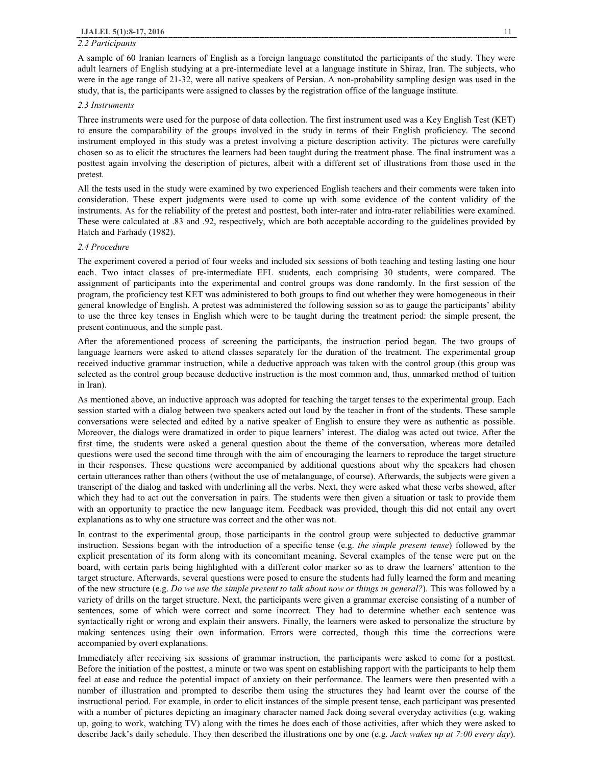### 2.2 Participants

A sample of 60 Iranian learners of English as a foreign language constituted the participants of the study. They were adult learners of English studying at a pre-intermediate level at a language institute in Shiraz, Iran. The subjects, who were in the age range of 21-32, were all native speakers of Persian. A non-probability sampling design was used in the study, that is, the participants were assigned to classes by the registration office of the language institute.

### 2.3 Instruments

Three instruments were used for the purpose of data collection. The first instrument used was a Key English Test (KET) to ensure the comparability of the groups involved in the study in terms of their English proficiency. The second instrument employed in this study was a pretest involving a picture description activity. The pictures were carefully chosen so as to elicit the structures the learners had been taught during the treatment phase. The final instrument was a posttest again involving the description of pictures, albeit with a different set of illustrations from those used in the pretest.

All the tests used in the study were examined by two experienced English teachers and their comments were taken into consideration. These expert judgments were used to come up with some evidence of the content validity of the instruments. As for the reliability of the pretest and posttest, both inter-rater and intra-rater reliabilities were examined. These were calculated at .83 and .92, respectively, which are both acceptable according to the guidelines provided by Hatch and Farhady (1982).

### 2.4 Procedure

The experiment covered a period of four weeks and included six sessions of both teaching and testing lasting one hour each. Two intact classes of pre-intermediate EFL students, each comprising 30 students, were compared. The assignment of participants into the experimental and control groups was done randomly. In the first session of the program, the proficiency test KET was administered to both groups to find out whether they were homogeneous in their general knowledge of English. A pretest was administered the following session so as to gauge the participants' ability to use the three key tenses in English which were to be taught during the treatment period: the simple present, the present continuous, and the simple past.

After the aforementioned process of screening the participants, the instruction period began. The two groups of language learners were asked to attend classes separately for the duration of the treatment. The experimental group received inductive grammar instruction, while a deductive approach was taken with the control group (this group was selected as the control group because deductive instruction is the most common and, thus, unmarked method of tuition in Iran).

As mentioned above, an inductive approach was adopted for teaching the target tenses to the experimental group. Each session started with a dialog between two speakers acted out loud by the teacher in front of the students. These sample conversations were selected and edited by a native speaker of English to ensure they were as authentic as possible. Moreover, the dialogs were dramatized in order to pique learners' interest. The dialog was acted out twice. After the first time, the students were asked a general question about the theme of the conversation, whereas more detailed questions were used the second time through with the aim of encouraging the learners to reproduce the target structure in their responses. These questions were accompanied by additional questions about why the speakers had chosen certain utterances rather than others (without the use of metalanguage, of course). Afterwards, the subjects were given a transcript of the dialog and tasked with underlining all the verbs. Next, they were asked what these verbs showed, after which they had to act out the conversation in pairs. The students were then given a situation or task to provide them with an opportunity to practice the new language item. Feedback was provided, though this did not entail any overt explanations as to why one structure was correct and the other was not.

In contrast to the experimental group, those participants in the control group were subjected to deductive grammar instruction. Sessions began with the introduction of a specific tense (e.g. *the simple present tense*) followed by the explicit presentation of its form along with its concomitant meaning. Several examples of the tense were put on the board, with certain parts being highlighted with a different color marker so as to draw the learners' attention to the target structure. Afterwards, several questions were posed to ensure the students had fully learned the form and meaning of the new structure (e.g. *Do we use the simple present to talk about now or things in general?*). This was followed by a variety of drills on the target structure. Next, the participants were given a grammar exercise consisting of a number of sentences, some of which were correct and some incorrect. They had to determine whether each sentence was syntactically right or wrong and explain their answers. Finally, the learners were asked to personalize the structure by making sentences using their own information. Errors were corrected, though this time the corrections were accompanied by overt explanations.

Immediately after receiving six sessions of grammar instruction, the participants were asked to come for a posttest. Before the initiation of the posttest, a minute or two was spent on establishing rapport with the participants to help them feel at ease and reduce the potential impact of anxiety on their performance. The learners were then presented with a number of illustration and prompted to describe them using the structures they had learnt over the course of the instructional period. For example, in order to elicit instances of the simple present tense, each participant was presented with a number of pictures depicting an imaginary character named Jack doing several everyday activities (e.g. waking up, going to work, watching TV) along with the times he does each of those activities, after which they were asked to describe Jack's daily schedule. They then described the illustrations one by one (e.g. *Jack wakes up at 7:00 every day*).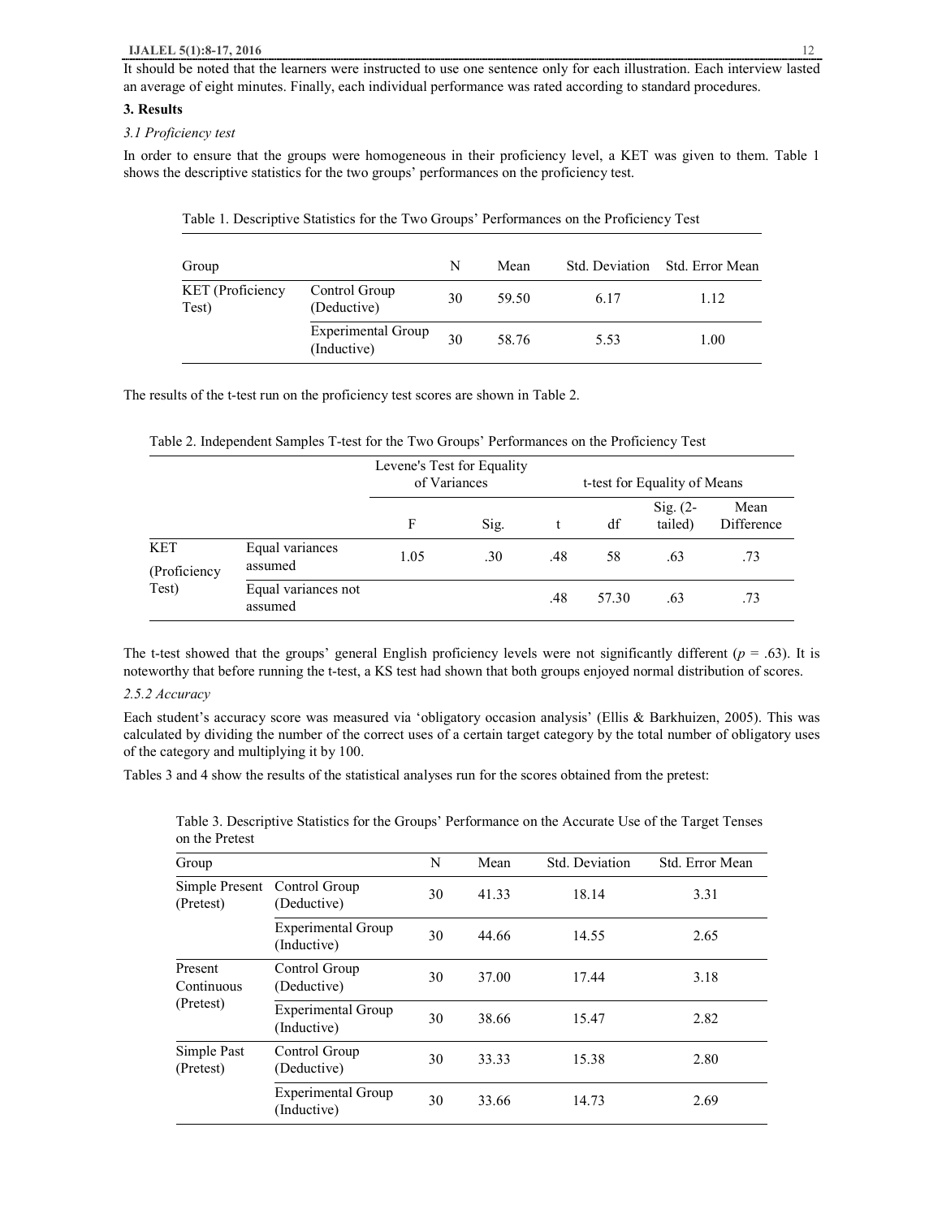It should be noted that the learners were instructed to use one sentence only for each illustration. Each interview lasted an average of eight minutes. Finally, each individual performance was rated according to standard procedures.

## 3. Results

### *3.1 Proficiency test*

In order to ensure that the groups were homogeneous in their proficiency level, a KET was given to them. Table 1 shows the descriptive statistics for the two groups' performances on the proficiency test.

Table 1. Descriptive Statistics for the Two Groups' Performances on the Proficiency Test

| Group | | N | Mean | Std. Deviation | Std. Error Mean |
|---|---|---|---|---|---|
| KET (Proficiency Test) | Control Group (Deductive) | 30 | 59.50 | 6.17 | 1.12 |
| | Experimental Group (Inductive) | 30 | 58.76 | 5.53 | 1.00 |

The results of the t-test run on the proficiency test scores are shown in Table 2.

Table 2. Independent Samples T-test for the Two Groups' Performances on the Proficiency Test

| | | Levene's Test for Equality of Variances | | t-test for Equality of Means | | | |
|---|---|---|---|---|---|---|---|
| | | F | Sig. | t | df | Sig. (2-tailed) | Mean Difference |
| KET (Proficiency Test) | Equal variances assumed | 1.05 | .30 | .48 | 58 | .63 | .73 |
| | Equal variances not assumed | | | .48 | 57.30 | .63 | .73 |

The t-test showed that the groups' general English proficiency levels were not significantly different ($p$ = .63). It is noteworthy that before running the t-test, a KS test had shown that both groups enjoyed normal distribution of scores.

### *2.5.2 Accuracy*

Each student's accuracy score was measured via 'obligatory occasion analysis' (Ellis & Barkhuizen, 2005). This was calculated by dividing the number of the correct uses of a certain target category by the total number of obligatory uses of the category and multiplying it by 100.

Tables 3 and 4 show the results of the statistical analyses run for the scores obtained from the pretest:

Table 3. Descriptive Statistics for the Groups' Performance on the Accurate Use of the Target Tenses on the Pretest

| Group | | N | Mean | Std. Deviation | Std. Error Mean |
|---|---|---|---|---|---|
| Simple Present (Pretest) | Control Group (Deductive) | 30 | 41.33 | 18.14 | 3.31 |
| | Experimental Group (Inductive) | 30 | 44.66 | 14.55 | 2.65 |
| Present Continuous (Pretest) | Control Group (Deductive) | 30 | 37.00 | 17.44 | 3.18 |
| | Experimental Group (Inductive) | 30 | 38.66 | 15.47 | 2.82 |
| Simple Past (Pretest) | Control Group (Deductive) | 30 | 33.33 | 15.38 | 2.80 |
| | Experimental Group (Inductive) | 30 | 33.66 | 14.73 | 2.69 |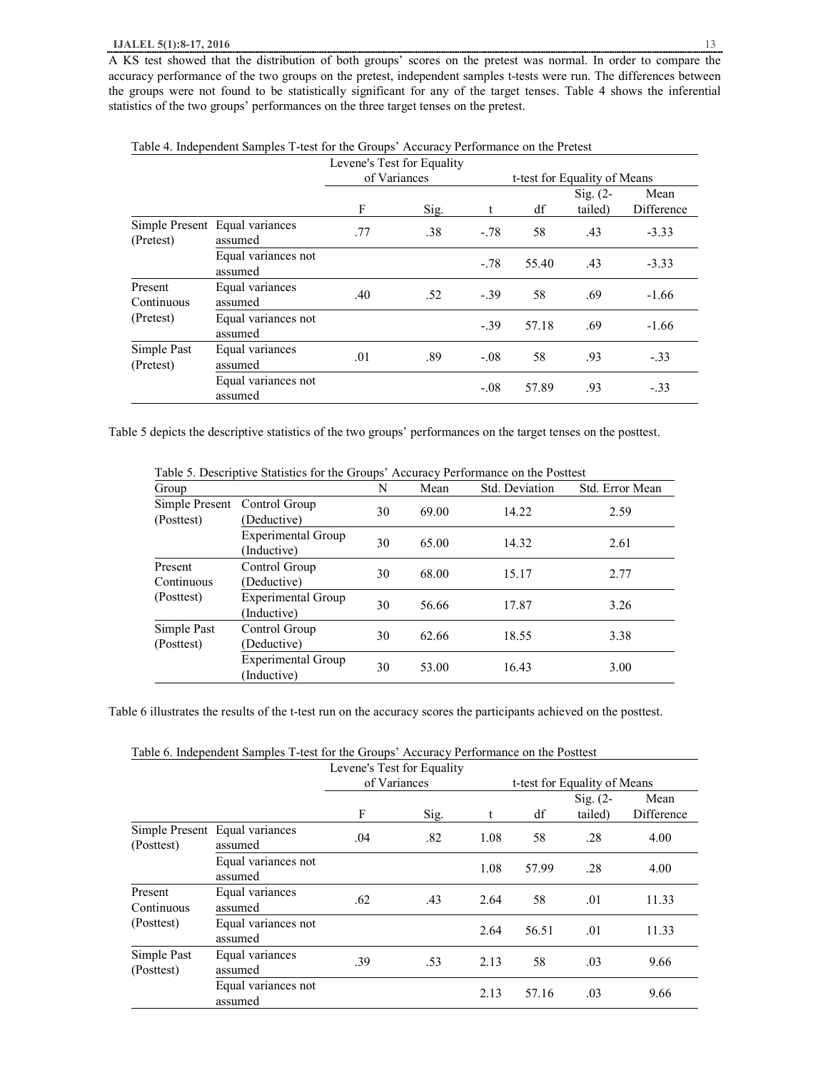A KS test showed that the distribution of both groups' scores on the pretest was normal. In order to compare the accuracy performance of the two groups on the pretest, independent samples t-tests were run. The differences between the groups were not found to be statistically significant for any of the target tenses. Table 4 shows the inferential statistics of the two groups' performances on the three target tenses on the pretest.

Table 4. Independent Samples T-test for the Groups' Accuracy Performance on the Pretest

| | | Levene's Test for Equality of Variances | | t-test for Equality of Means | | | |
|---|---|---|---|---|---|---|---|
| | | F | Sig. | t | df | Sig. (2-tailed) | Mean Difference |
| Simple Present (Pretest) | Equal variances assumed | .77 | .38 | -.78 | 58 | .43 | -3.33 |
| | Equal variances not assumed | | | -.78 | 55.40 | .43 | -3.33 |
| Present Continuous (Pretest) | Equal variances assumed | .40 | .52 | -.39 | 58 | .69 | -1.66 |
| | Equal variances not assumed | | | -.39 | 57.18 | .69 | -1.66 |
| Simple Past (Pretest) | Equal variances assumed | .01 | .89 | -.08 | 58 | .93 | -.33 |
| | Equal variances not assumed | | | -.08 | 57.89 | .93 | -.33 |

Table 5 depicts the descriptive statistics of the two groups' performances on the target tenses on the posttest.

Table 5. Descriptive Statistics for the Groups' Accuracy Performance on the Posttest

| Group | | N | Mean | Std. Deviation | Std. Error Mean |
|---|---|---|---|---|---|
| Simple Present (Posttest) | Control Group (Deductive) | 30 | 69.00 | 14.22 | 2.59 |
| | Experimental Group (Inductive) | 30 | 65.00 | 14.32 | 2.61 |
| Present Continuous (Posttest) | Control Group (Deductive) | 30 | 68.00 | 15.17 | 2.77 |
| | Experimental Group (Inductive) | 30 | 56.66 | 17.87 | 3.26 |
| Simple Past (Posttest) | Control Group (Deductive) | 30 | 62.66 | 18.55 | 3.38 |
| | Experimental Group (Inductive) | 30 | 53.00 | 16.43 | 3.00 |

Table 6 illustrates the results of the t-test run on the accuracy scores the participants achieved on the posttest.

Table 6. Independent Samples T-test for the Groups' Accuracy Performance on the Posttest

| | | Levene's Test for Equality of Variances | | t-test for Equality of Means | | | |
|---|---|---|---|---|---|---|---|
| | | F | Sig. | t | df | Sig. (2-tailed) | Mean Difference |
| Simple Present (Posttest) | Equal variances assumed | .04 | .82 | 1.08 | 58 | .28 | 4.00 |
| | Equal variances not assumed | | | 1.08 | 57.99 | .28 | 4.00 |
| Present Continuous (Posttest) | Equal variances assumed | .62 | .43 | 2.64 | 58 | .01 | 11.33 |
| | Equal variances not assumed | | | 2.64 | 56.51 | .01 | 11.33 |
| Simple Past (Posttest) | Equal variances assumed | .39 | .53 | 2.13 | 58 | .03 | 9.66 |
| | Equal variances not assumed | | | 2.13 | 57.16 | .03 | 9.66 |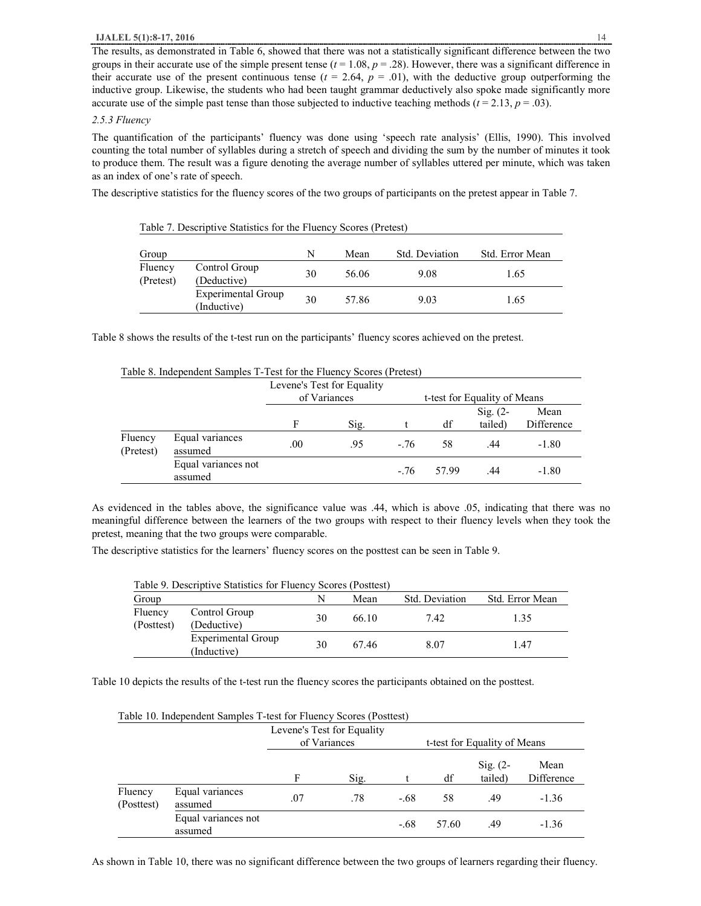The results, as demonstrated in Table 6, showed that there was not a statistically significant difference between the two groups in their accurate use of the simple present tense ($t$ = 1.08, $p$ = .28). However, there was a significant difference in their accurate use of the present continuous tense ($t$ = 2.64, $p$ = .01), with the deductive group outperforming the inductive group. Likewise, the students who had been taught grammar deductively also spoke made significantly more accurate use of the simple past tense than those subjected to inductive teaching methods ($t$ = 2.13, $p$ = .03).

*2.5.3 Fluency*

The quantification of the participants' fluency was done using 'speech rate analysis' (Ellis, 1990). This involved counting the total number of syllables during a stretch of speech and dividing the sum by the number of minutes it took to produce them. The result was a figure denoting the average number of syllables uttered per minute, which was taken as an index of one's rate of speech.

The descriptive statistics for the fluency scores of the two groups of participants on the pretest appear in Table 7.

Table 7. Descriptive Statistics for the Fluency Scores (Pretest)

| Group | | N | Mean | Std. Deviation | Std. Error Mean |
|---|---|---|---|---|---|
| Fluency (Pretest) | Control Group (Deductive) | 30 | 56.06 | 9.08 | 1.65 |
| | Experimental Group (Inductive) | 30 | 57.86 | 9.03 | 1.65 |

Table 8 shows the results of the t-test run on the participants' fluency scores achieved on the pretest.

Table 8. Independent Samples T-Test for the Fluency Scores (Pretest)

| | | Levene's Test for Equality of Variances | | t-test for Equality of Means | | | |
|---|---|---|---|---|---|---|---|
| | | F | Sig. | t | df | Sig. (2-tailed) | Mean Difference |
| Fluency (Pretest) | Equal variances assumed | .00 | .95 | -.76 | 58 | .44 | -1.80 |
| | Equal variances not assumed | | | -.76 | 57.99 | .44 | -1.80 |

As evidenced in the tables above, the significance value was .44, which is above .05, indicating that there was no meaningful difference between the learners of the two groups with respect to their fluency levels when they took the pretest, meaning that the two groups were comparable.

The descriptive statistics for the learners' fluency scores on the posttest can be seen in Table 9.

Table 9. Descriptive Statistics for Fluency Scores (Posttest)

| Group | | N | Mean | Std. Deviation | Std. Error Mean |
|---|---|---|---|---|---|
| Fluency (Posttest) | Control Group (Deductive) | 30 | 66.10 | 7.42 | 1.35 |
| | Experimental Group (Inductive) | 30 | 67.46 | 8.07 | 1.47 |

Table 10 depicts the results of the t-test run the fluency scores the participants obtained on the posttest.

Table 10. Independent Samples T-test for Fluency Scores (Posttest)

| | | Levene's Test for Equality of Variances | | t-test for Equality of Means | | | |
|---|---|---|---|---|---|---|---|
| | | F | Sig. | t | df | Sig. (2-tailed) | Mean Difference |
| Fluency (Posttest) | Equal variances assumed | .07 | .78 | -.68 | 58 | .49 | -1.36 |
| | Equal variances not assumed | | | -.68 | 57.60 | .49 | -1.36 |

As shown in Table 10, there was no significant difference between the two groups of learners regarding their fluency.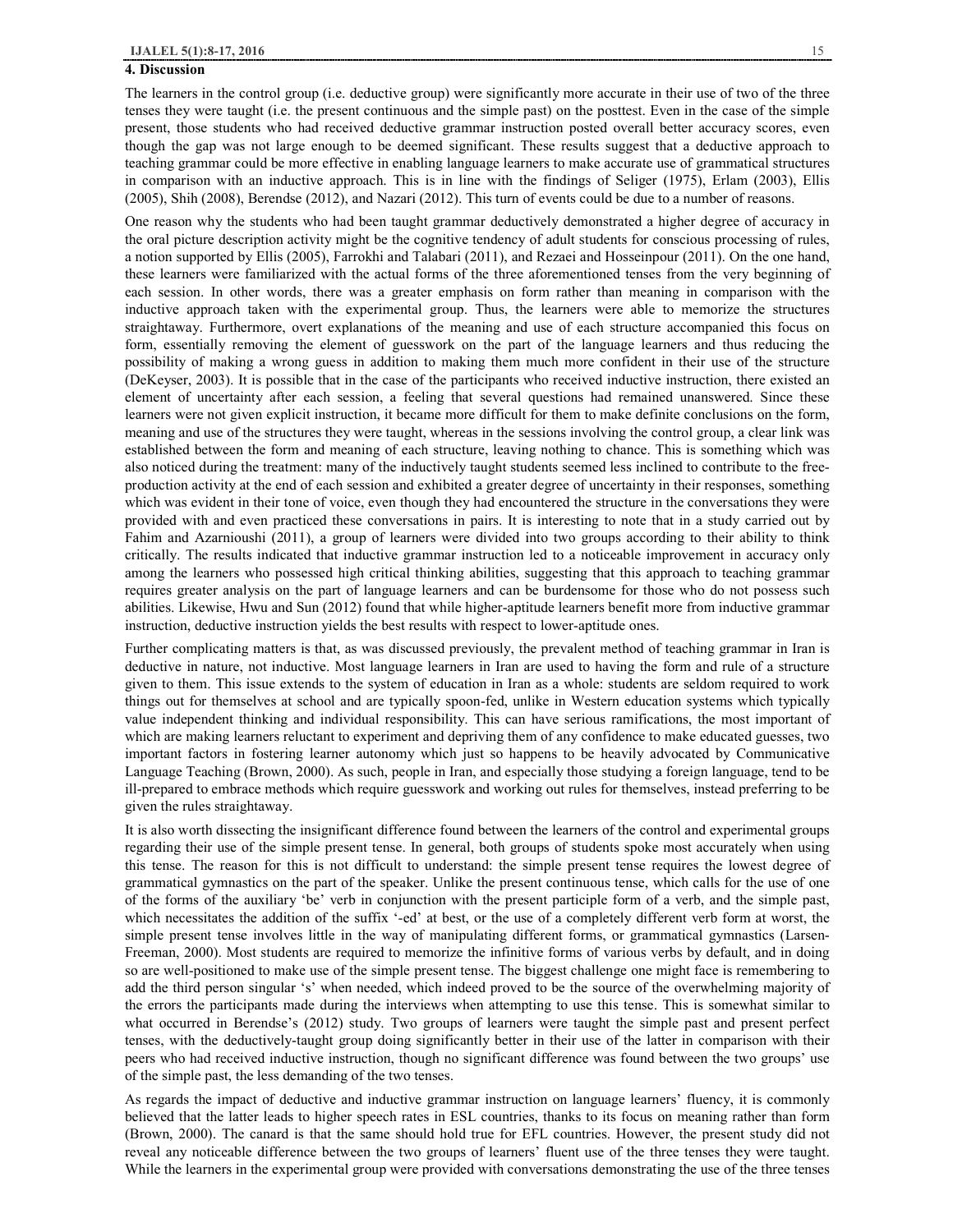## 4. Discussion

The learners in the control group (i.e. deductive group) were significantly more accurate in their use of two of the three tenses they were taught (i.e. the present continuous and the simple past) on the posttest. Even in the case of the simple present, those students who had received deductive grammar instruction posted overall better accuracy scores, even though the gap was not large enough to be deemed significant. These results suggest that a deductive approach to teaching grammar could be more effective in enabling language learners to make accurate use of grammatical structures in comparison with an inductive approach. This is in line with the findings of Seliger (1975), Erlam (2003), Ellis (2005), Shih (2008), Berendse (2012), and Nazari (2012). This turn of events could be due to a number of reasons.

One reason why the students who had been taught grammar deductively demonstrated a higher degree of accuracy in the oral picture description activity might be the cognitive tendency of adult students for conscious processing of rules, a notion supported by Ellis (2005), Farrokhi and Talabari (2011), and Rezaei and Hosseinpour (2011). On the one hand, these learners were familiarized with the actual forms of the three aforementioned tenses from the very beginning of each session. In other words, there was a greater emphasis on form rather than meaning in comparison with the inductive approach taken with the experimental group. Thus, the learners were able to memorize the structures straightaway. Furthermore, overt explanations of the meaning and use of each structure accompanied this focus on form, essentially removing the element of guesswork on the part of the language learners and thus reducing the possibility of making a wrong guess in addition to making them much more confident in their use of the structure (DeKeyser, 2003). It is possible that in the case of the participants who received inductive instruction, there existed an element of uncertainty after each session, a feeling that several questions had remained unanswered. Since these learners were not given explicit instruction, it became more difficult for them to make definite conclusions on the form, meaning and use of the structures they were taught, whereas in the sessions involving the control group, a clear link was established between the form and meaning of each structure, leaving nothing to chance. This is something which was also noticed during the treatment: many of the inductively taught students seemed less inclined to contribute to the free-production activity at the end of each session and exhibited a greater degree of uncertainty in their responses, something which was evident in their tone of voice, even though they had encountered the structure in the conversations they were provided with and even practiced these conversations in pairs. It is interesting to note that in a study carried out by Fahim and Azarnioushi (2011), a group of learners were divided into two groups according to their ability to think critically. The results indicated that inductive grammar instruction led to a noticeable improvement in accuracy only among the learners who possessed high critical thinking abilities, suggesting that this approach to teaching grammar requires greater analysis on the part of language learners and can be burdensome for those who do not possess such abilities. Likewise, Hwu and Sun (2012) found that while higher-aptitude learners benefit more from inductive grammar instruction, deductive instruction yields the best results with respect to lower-aptitude ones.

Further complicating matters is that, as was discussed previously, the prevalent method of teaching grammar in Iran is deductive in nature, not inductive. Most language learners in Iran are used to having the form and rule of a structure given to them. This issue extends to the system of education in Iran as a whole: students are seldom required to work things out for themselves at school and are typically spoon-fed, unlike in Western education systems which typically value independent thinking and individual responsibility. This can have serious ramifications, the most important of which are making learners reluctant to experiment and depriving them of any confidence to make educated guesses, two important factors in fostering learner autonomy which just so happens to be heavily advocated by Communicative Language Teaching (Brown, 2000). As such, people in Iran, and especially those studying a foreign language, tend to be ill-prepared to embrace methods which require guesswork and working out rules for themselves, instead preferring to be given the rules straightaway.

It is also worth dissecting the insignificant difference found between the learners of the control and experimental groups regarding their use of the simple present tense. In general, both groups of students spoke most accurately when using this tense. The reason for this is not difficult to understand: the simple present tense requires the lowest degree of grammatical gymnastics on the part of the speaker. Unlike the present continuous tense, which calls for the use of one of the forms of the auxiliary 'be' verb in conjunction with the present participle form of a verb, and the simple past, which necessitates the addition of the suffix '-ed' at best, or the use of a completely different verb form at worst, the simple present tense involves little in the way of manipulating different forms, or grammatical gymnastics (Larsen-Freeman, 2000). Most students are required to memorize the infinitive forms of various verbs by default, and in doing so are well-positioned to make use of the simple present tense. The biggest challenge one might face is remembering to add the third person singular 's' when needed, which indeed proved to be the source of the overwhelming majority of the errors the participants made during the interviews when attempting to use this tense. This is somewhat similar to what occurred in Berendse's (2012) study. Two groups of learners were taught the simple past and present perfect tenses, with the deductively-taught group doing significantly better in their use of the latter in comparison with their peers who had received inductive instruction, though no significant difference was found between the two groups' use of the simple past, the less demanding of the two tenses.

As regards the impact of deductive and inductive grammar instruction on language learners' fluency, it is commonly believed that the latter leads to higher speech rates in ESL countries, thanks to its focus on meaning rather than form (Brown, 2000). The canard is that the same should hold true for EFL countries. However, the present study did not reveal any noticeable difference between the two groups of learners' fluent use of the three tenses they were taught. While the learners in the experimental group were provided with conversations demonstrating the use of the three tenses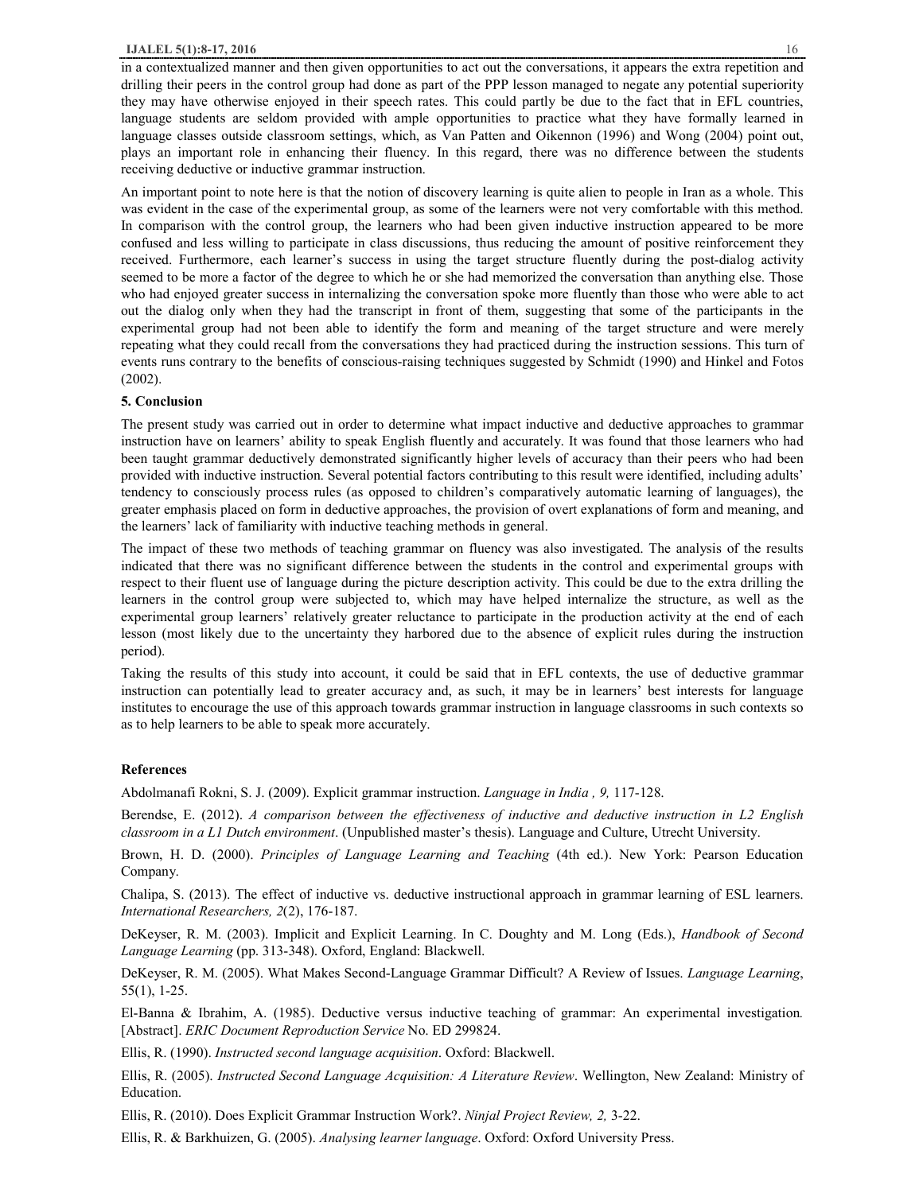in a contextualized manner and then given opportunities to act out the conversations, it appears the extra repetition and drilling their peers in the control group had done as part of the PPP lesson managed to negate any potential superiority they may have otherwise enjoyed in their speech rates. This could partly be due to the fact that in EFL countries, language students are seldom provided with ample opportunities to practice what they have formally learned in language classes outside classroom settings, which, as Van Patten and Oikennon (1996) and Wong (2004) point out, plays an important role in enhancing their fluency. In this regard, there was no difference between the students receiving deductive or inductive grammar instruction.

An important point to note here is that the notion of discovery learning is quite alien to people in Iran as a whole. This was evident in the case of the experimental group, as some of the learners were not very comfortable with this method. In comparison with the control group, the learners who had been given inductive instruction appeared to be more confused and less willing to participate in class discussions, thus reducing the amount of positive reinforcement they received. Furthermore, each learner's success in using the target structure fluently during the post-dialog activity seemed to be more a factor of the degree to which he or she had memorized the conversation than anything else. Those who had enjoyed greater success in internalizing the conversation spoke more fluently than those who were able to act out the dialog only when they had the transcript in front of them, suggesting that some of the participants in the experimental group had not been able to identify the form and meaning of the target structure and were merely repeating what they could recall from the conversations they had practiced during the instruction sessions. This turn of events runs contrary to the benefits of conscious-raising techniques suggested by Schmidt (1990) and Hinkel and Fotos (2002).

## 5. Conclusion

The present study was carried out in order to determine what impact inductive and deductive approaches to grammar instruction have on learners' ability to speak English fluently and accurately. It was found that those learners who had been taught grammar deductively demonstrated significantly higher levels of accuracy than their peers who had been provided with inductive instruction. Several potential factors contributing to this result were identified, including adults' tendency to consciously process rules (as opposed to children's comparatively automatic learning of languages), the greater emphasis placed on form in deductive approaches, the provision of overt explanations of form and meaning, and the learners' lack of familiarity with inductive teaching methods in general.

The impact of these two methods of teaching grammar on fluency was also investigated. The analysis of the results indicated that there was no significant difference between the students in the control and experimental groups with respect to their fluent use of language during the picture description activity. This could be due to the extra drilling the learners in the control group were subjected to, which may have helped internalize the structure, as well as the experimental group learners' relatively greater reluctance to participate in the production activity at the end of each lesson (most likely due to the uncertainty they harbored due to the absence of explicit rules during the instruction period).

Taking the results of this study into account, it could be said that in EFL contexts, the use of deductive grammar instruction can potentially lead to greater accuracy and, as such, it may be in learners' best interests for language institutes to encourage the use of this approach towards grammar instruction in language classrooms in such contexts so as to help learners to be able to speak more accurately.

## References

Abdolmanafi Rokni, S. J. (2009). Explicit grammar instruction. *Language in India , 9,* 117-128.

Berendse, E. (2012). *A comparison between the effectiveness of inductive and deductive instruction in L2 English classroom in a L1 Dutch environment*. (Unpublished master's thesis). Language and Culture, Utrecht University.

Brown, H. D. (2000). *Principles of Language Learning and Teaching* (4th ed.). New York: Pearson Education Company.

Chalipa, S. (2013). The effect of inductive vs. deductive instructional approach in grammar learning of ESL learners. *International Researchers, 2*(2), 176-187.

DeKeyser, R. M. (2003). Implicit and Explicit Learning. In C. Doughty and M. Long (Eds.), *Handbook of Second Language Learning* (pp. 313-348). Oxford, England: Blackwell.

DeKeyser, R. M. (2005). What Makes Second-Language Grammar Difficult? A Review of Issues. *Language Learning*, 55(1), 1-25.

El-Banna & Ibrahim, A. (1985). Deductive versus inductive teaching of grammar: An experimental investigation. [Abstract]. *ERIC Document Reproduction Service* No. ED 299824.

Ellis, R. (1990). *Instructed second language acquisition*. Oxford: Blackwell.

Ellis, R. (2005). *Instructed Second Language Acquisition: A Literature Review*. Wellington, New Zealand: Ministry of Education.

Ellis, R. (2010). Does Explicit Grammar Instruction Work?. *Ninjal Project Review, 2,* 3-22.

Ellis, R. & Barkhuizen, G. (2005). *Analysing learner language*. Oxford: Oxford University Press.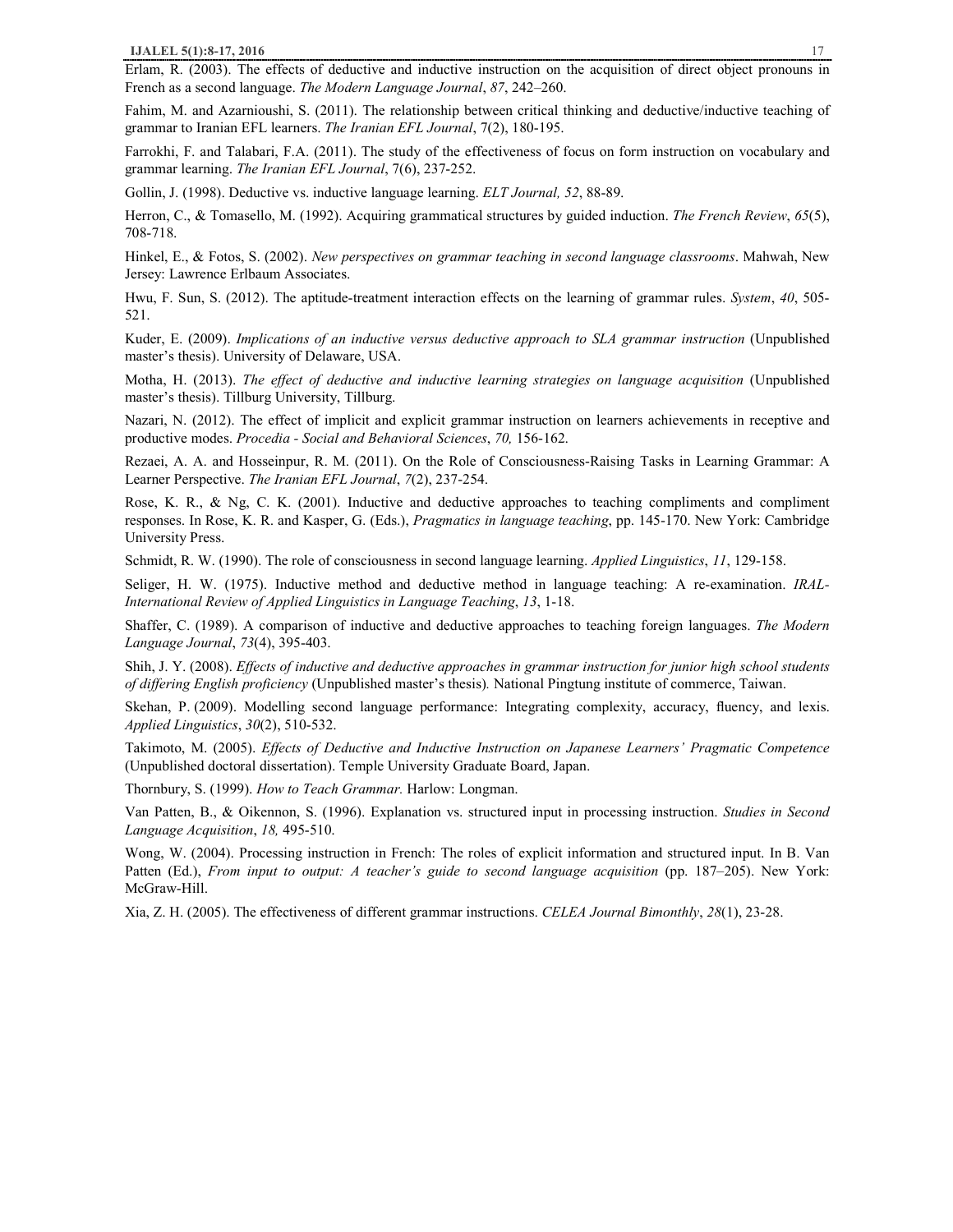Erlam, R. (2003). The effects of deductive and inductive instruction on the acquisition of direct object pronouns in French as a second language. *The Modern Language Journal*, *87*, 242–260.

Fahim, M. and Azarnioushi, S. (2011). The relationship between critical thinking and deductive/inductive teaching of grammar to Iranian EFL learners. *The Iranian EFL Journal*, 7(2), 180-195.

Farrokhi, F. and Talabari, F.A. (2011). The study of the effectiveness of focus on form instruction on vocabulary and grammar learning. *The Iranian EFL Journal*, 7(6), 237-252.

Gollin, J. (1998). Deductive vs. inductive language learning. *ELT Journal, 52*, 88-89.

Herron, C., & Tomasello, M. (1992). Acquiring grammatical structures by guided induction. *The French Review*, *65*(5), 708-718.

Hinkel, E., & Fotos, S. (2002). *New perspectives on grammar teaching in second language classrooms*. Mahwah, New Jersey: Lawrence Erlbaum Associates.

Hwu, F. Sun, S. (2012). The aptitude-treatment interaction effects on the learning of grammar rules. *System*, *40*, 505-521.

Kuder, E. (2009). *Implications of an inductive versus deductive approach to SLA grammar instruction* (Unpublished master's thesis). University of Delaware, USA.

Motha, H. (2013). *The effect of deductive and inductive learning strategies on language acquisition* (Unpublished master's thesis). Tillburg University, Tillburg.

Nazari, N. (2012). The effect of implicit and explicit grammar instruction on learners achievements in receptive and productive modes. *Procedia - Social and Behavioral Sciences*, *70,* 156-162.

Rezaei, A. A. and Hosseinpur, R. M. (2011). On the Role of Consciousness-Raising Tasks in Learning Grammar: A Learner Perspective. *The Iranian EFL Journal*, *7*(2), 237-254.

Rose, K. R., & Ng, C. K. (2001). Inductive and deductive approaches to teaching compliments and compliment responses. In Rose, K. R. and Kasper, G. (Eds.), *Pragmatics in language teaching*, pp. 145-170. New York: Cambridge University Press.

Schmidt, R. W. (1990). The role of consciousness in second language learning. *Applied Linguistics*, *11*, 129-158.

Seliger, H. W. (1975). Inductive method and deductive method in language teaching: A re-examination. *IRAL-International Review of Applied Linguistics in Language Teaching*, *13*, 1-18.

Shaffer, C. (1989). A comparison of inductive and deductive approaches to teaching foreign languages. *The Modern Language Journal*, *73*(4), 395-403.

Shih, J. Y. (2008). *Effects of inductive and deductive approaches in grammar instruction for junior high school students of differing English proficiency* (Unpublished master's thesis)*.* National Pingtung institute of commerce, Taiwan.

Skehan, P. (2009). Modelling second language performance: Integrating complexity, accuracy, fluency, and lexis. *Applied Linguistics*, *30*(2), 510-532.

Takimoto, M. (2005). *Effects of Deductive and Inductive Instruction on Japanese Learners' Pragmatic Competence* (Unpublished doctoral dissertation). Temple University Graduate Board, Japan.

Thornbury, S. (1999). *How to Teach Grammar.* Harlow: Longman.

Van Patten, B., & Oikennon, S. (1996). Explanation vs. structured input in processing instruction. *Studies in Second Language Acquisition*, *18,* 495-510.

Wong, W. (2004). Processing instruction in French: The roles of explicit information and structured input. In B. Van Patten (Ed.), *From input to output: A teacher's guide to second language acquisition* (pp. 187–205). New York: McGraw-Hill.

Xia, Z. H. (2005). The effectiveness of different grammar instructions. *CELEA Journal Bimonthly*, *28*(1), 23-28.